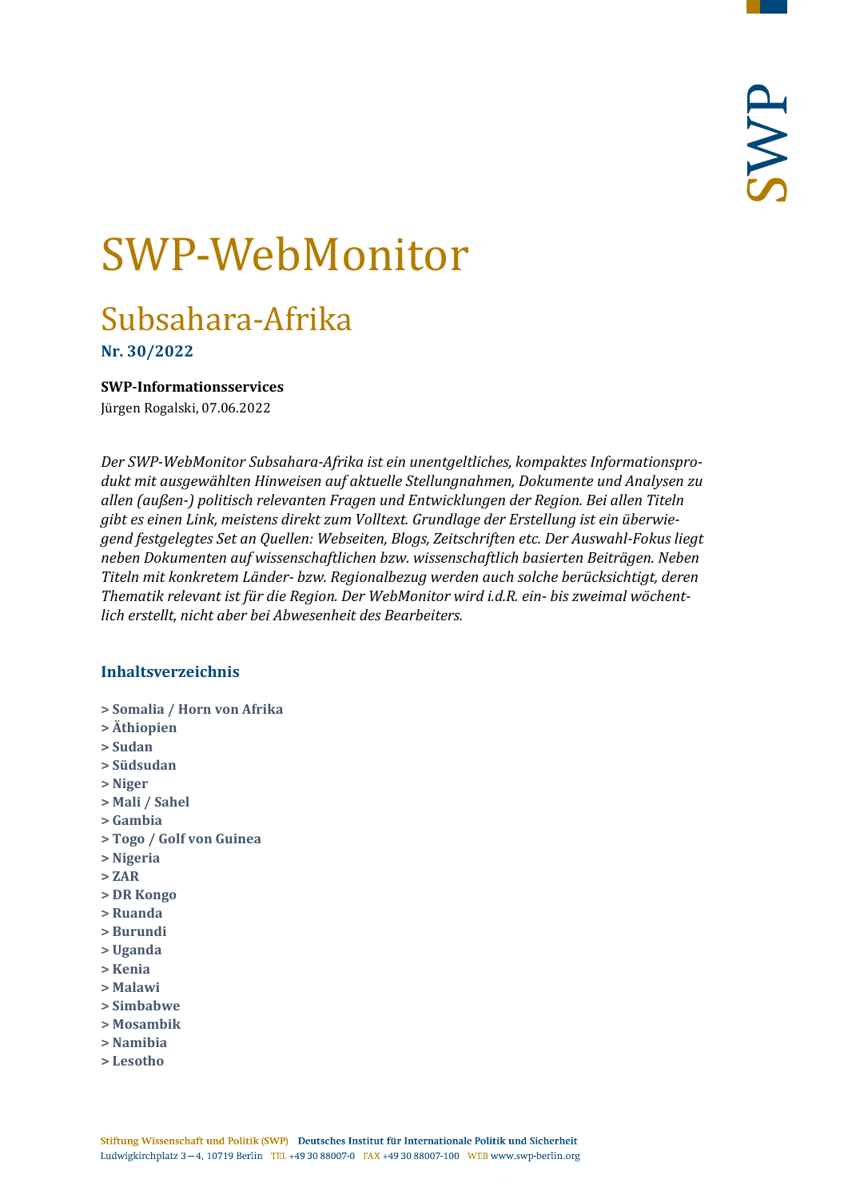# SWP-WebMonitor

## Subsahara-Afrika

**Nr. 30/2022**

**SWP-Informationsservices**

Jürgen Rogalski, 07.06.2022

*Der SWP-WebMonitor Subsahara-Afrika ist ein unentgeltliches, kompaktes Informationsprodukt mit ausgewählten Hinweisen auf aktuelle Stellungnahmen, Dokumente und Analysen zu allen (außen-) politisch relevanten Fragen und Entwicklungen der Region. Bei allen Titeln gibt es einen Link, meistens direkt zum Volltext. Grundlage der Erstellung ist ein überwiegend festgelegtes Set an Quellen: Webseiten, Blogs, Zeitschriften etc. Der Auswahl-Fokus liegt neben Dokumenten auf wissenschaftlichen bzw. wissenschaftlich basierten Beiträgen. Neben Titeln mit konkretem Länder- bzw. Regionalbezug werden auch solche berücksichtigt, deren Thematik relevant ist für die Region. Der WebMonitor wird i.d.R. ein- bis zweimal wöchentlich erstellt, nicht aber bei Abwesenheit des Bearbeiters.*

### Inhaltsverzeichnis

**> Somalia / Horn von Afrika**
**> Äthiopien**
**> Sudan**
**> Südsudan**
**> Niger**
**> Mali / Sahel**
**> Gambia**
**> Togo / Golf von Guinea**
**> Nigeria**
**> ZAR**
**> DR Kongo**
**> Ruanda**
**> Burundi**
**> Uganda**
**> Kenia**
**> Malawi**
**> Simbabwe**
**> Mosambik**
**> Namibia**
**> Lesotho**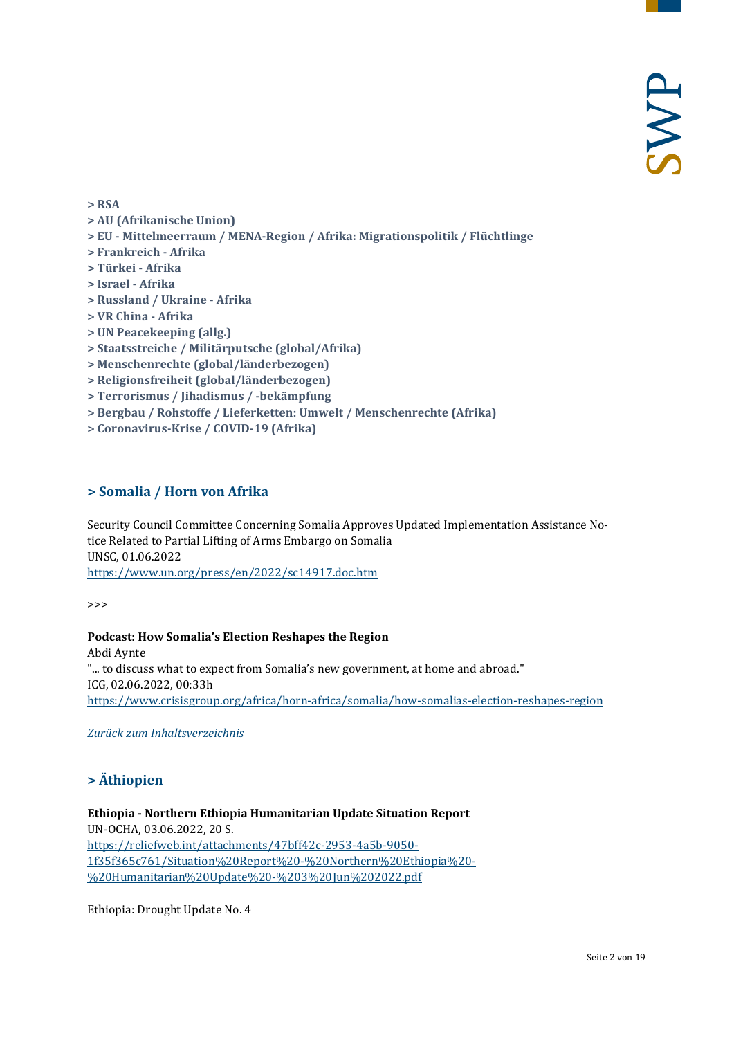**> RSA**
**> AU (Afrikanische Union)**
**> EU - Mittelmeerraum / MENA-Region / Afrika: Migrationspolitik / Flüchtlinge**
**> Frankreich - Afrika**
**> Türkei - Afrika**
**> Israel - Afrika**
**> Russland / Ukraine - Afrika**
**> VR China - Afrika**
**> UN Peacekeeping (allg.)**
**> Staatsstreiche / Militärputsche (global/Afrika)**
**> Menschenrechte (global/länderbezogen)**
**> Religionsfreiheit (global/länderbezogen)**
**> Terrorismus / Jihadismus / -bekämpfung**
**> Bergbau / Rohstoffe / Lieferketten: Umwelt / Menschenrechte (Afrika)**
**> Coronavirus-Krise / COVID-19 (Afrika)**

## > Somalia / Horn von Afrika

Security Council Committee Concerning Somalia Approves Updated Implementation Assistance Notice Related to Partial Lifting of Arms Embargo on Somalia
UNSC, 01.06.2022
https://www.un.org/press/en/2022/sc14917.doc.htm

>>>

**Podcast: How Somalia's Election Reshapes the Region**
Abdi Aynte
"... to discuss what to expect from Somalia's new government, at home and abroad."
ICG, 02.06.2022, 00:33h
https://www.crisisgroup.org/africa/horn-africa/somalia/how-somalias-election-reshapes-region

*Zurück zum Inhaltsverzeichnis*

## > Äthiopien

**Ethiopia - Northern Ethiopia Humanitarian Update Situation Report**
UN-OCHA, 03.06.2022, 20 S.
https://reliefweb.int/attachments/47bff42c-2953-4a5b-9050-1f35f365c761/Situation%20Report%20-%20Northern%20Ethiopia%20-%20Humanitarian%20Update%20-%203%20Jun%202022.pdf

Ethiopia: Drought Update No. 4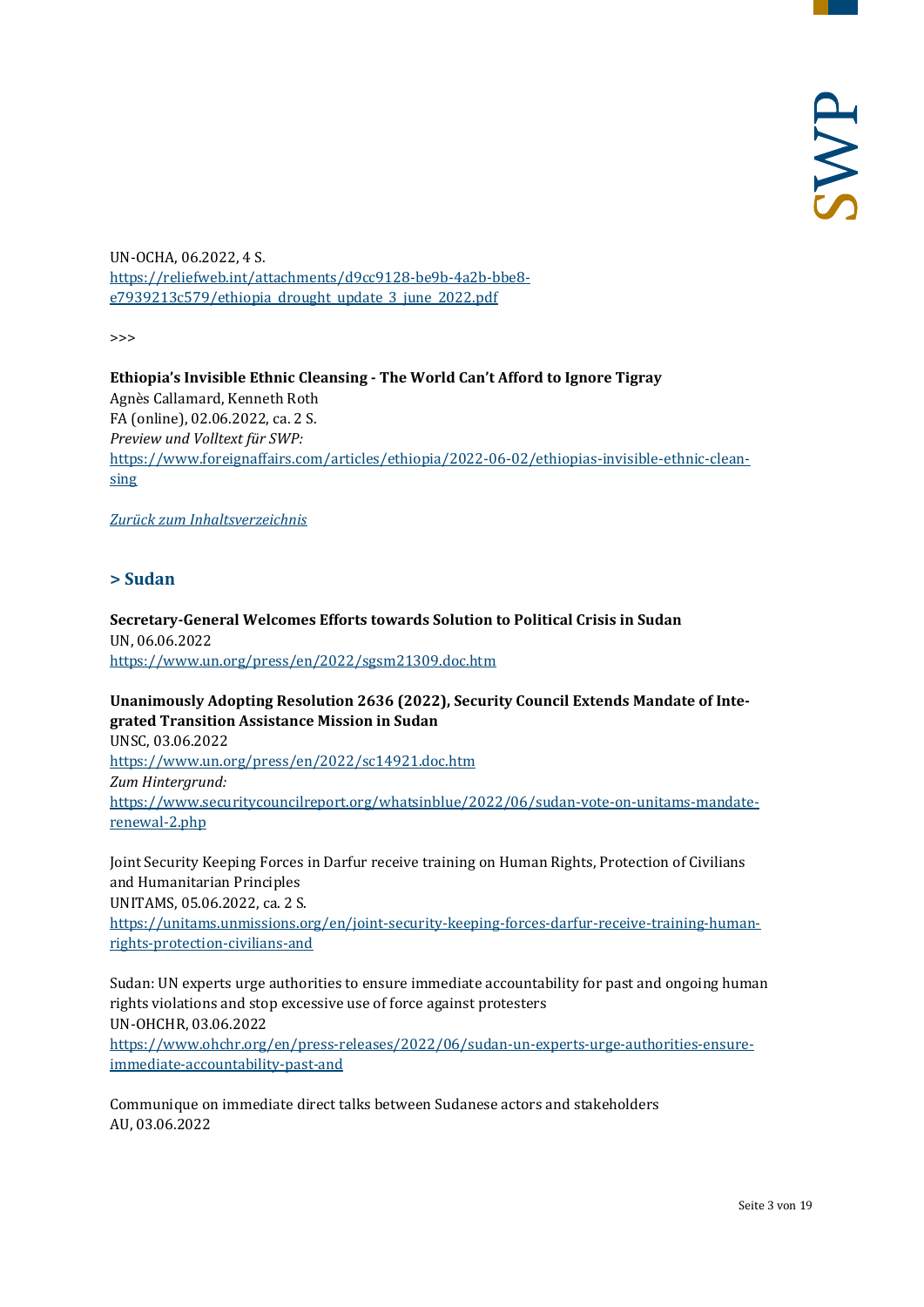UN-OCHA, 06.2022, 4 S.
[https://reliefweb.int/attachments/d9cc9128-be9b-4a2b-bbe8-e7939213c579/ethiopia_drought_update_3_june_2022.pdf](https://reliefweb.int/attachments/d9cc9128-be9b-4a2b-bbe8-e7939213c579/ethiopia_drought_update_3_june_2022.pdf)

>>>

**Ethiopia's Invisible Ethnic Cleansing - The World Can't Afford to Ignore Tigray**
Agnès Callamard, Kenneth Roth
FA (online), 02.06.2022, ca. 2 S.
*Preview und Volltext für SWP:*
[https://www.foreignaffairs.com/articles/ethiopia/2022-06-02/ethiopias-invisible-ethnic-cleansing](https://www.foreignaffairs.com/articles/ethiopia/2022-06-02/ethiopias-invisible-ethnic-cleansing)

*Zurück zum Inhaltsverzeichnis*

## > Sudan

**Secretary-General Welcomes Efforts towards Solution to Political Crisis in Sudan**
UN, 06.06.2022
[https://www.un.org/press/en/2022/sgsm21309.doc.htm](https://www.un.org/press/en/2022/sgsm21309.doc.htm)

**Unanimously Adopting Resolution 2636 (2022), Security Council Extends Mandate of Integrated Transition Assistance Mission in Sudan**
UNSC, 03.06.2022
[https://www.un.org/press/en/2022/sc14921.doc.htm](https://www.un.org/press/en/2022/sc14921.doc.htm)
*Zum Hintergrund:*
[https://www.securitycouncilreport.org/whatsinblue/2022/06/sudan-vote-on-unitams-mandate-renewal-2.php](https://www.securitycouncilreport.org/whatsinblue/2022/06/sudan-vote-on-unitams-mandate-renewal-2.php)

Joint Security Keeping Forces in Darfur receive training on Human Rights, Protection of Civilians and Humanitarian Principles
UNITAMS, 05.06.2022, ca. 2 S.
[https://unitams.unmissions.org/en/joint-security-keeping-forces-darfur-receive-training-human-rights-protection-civilians-and](https://unitams.unmissions.org/en/joint-security-keeping-forces-darfur-receive-training-human-rights-protection-civilians-and)

Sudan: UN experts urge authorities to ensure immediate accountability for past and ongoing human rights violations and stop excessive use of force against protesters
UN-OHCHR, 03.06.2022
[https://www.ohchr.org/en/press-releases/2022/06/sudan-un-experts-urge-authorities-ensure-immediate-accountability-past-and](https://www.ohchr.org/en/press-releases/2022/06/sudan-un-experts-urge-authorities-ensure-immediate-accountability-past-and)

Communique on immediate direct talks between Sudanese actors and stakeholders
AU, 03.06.2022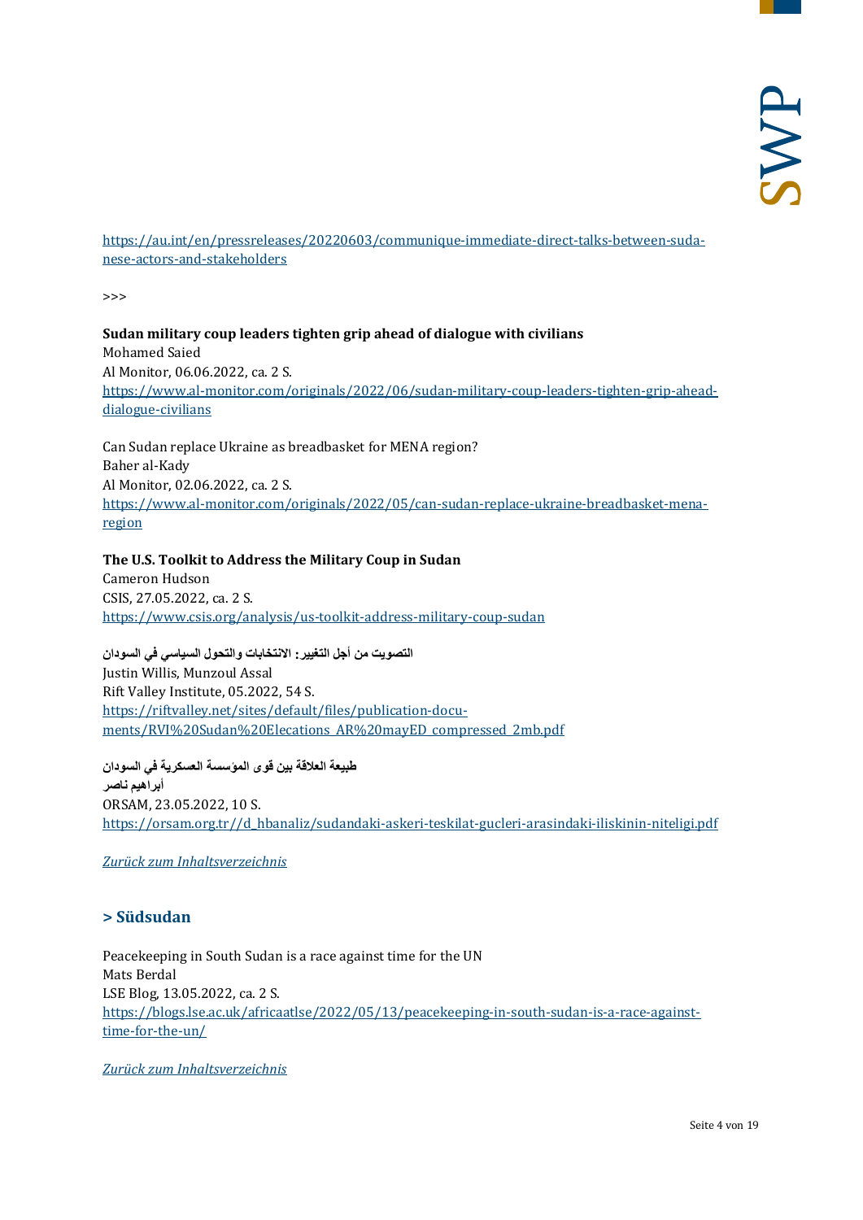[https://au.int/en/pressreleases/20220603/communique-immediate-direct-talks-between-sudanese-actors-and-stakeholders](https://au.int/en/pressreleases/20220603/communique-immediate-direct-talks-between-sudanese-actors-and-stakeholders)

>>>

**Sudan military coup leaders tighten grip ahead of dialogue with civilians**
Mohamed Saied
Al Monitor, 06.06.2022, ca. 2 S.
[https://www.al-monitor.com/originals/2022/06/sudan-military-coup-leaders-tighten-grip-ahead-dialogue-civilians](https://www.al-monitor.com/originals/2022/06/sudan-military-coup-leaders-tighten-grip-ahead-dialogue-civilians)

Can Sudan replace Ukraine as breadbasket for MENA region?
Baher al-Kady
Al Monitor, 02.06.2022, ca. 2 S.
[https://www.al-monitor.com/originals/2022/05/can-sudan-replace-ukraine-breadbasket-mena-region](https://www.al-monitor.com/originals/2022/05/can-sudan-replace-ukraine-breadbasket-mena-region)

**The U.S. Toolkit to Address the Military Coup in Sudan**
Cameron Hudson
CSIS, 27.05.2022, ca. 2 S.
[https://www.csis.org/analysis/us-toolkit-address-military-coup-sudan](https://www.csis.org/analysis/us-toolkit-address-military-coup-sudan)

**التصويت من أجل التغيير: الانتخابات والتحول السياسي في السودان**
Justin Willis, Munzoul Assal
Rift Valley Institute, 05.2022, 54 S.
[https://riftvalley.net/sites/default/files/publication-documents/RVI%20Sudan%20Elecations_AR%20mayED_compressed_2mb.pdf](https://riftvalley.net/sites/default/files/publication-documents/RVI%20Sudan%20Elecations_AR%20mayED_compressed_2mb.pdf)

**طبيعة العلاقة بين قوى المؤسسة العسكرية في السودان**
**أبراهيم ناصر**
ORSAM, 23.05.2022, 10 S.
[https://orsam.org.tr//d_hbanaliz/sudandaki-askeri-teskilat-gucleri-arasindaki-iliskinin-niteligi.pdf](https://orsam.org.tr//d_hbanaliz/sudandaki-askeri-teskilat-gucleri-arasindaki-iliskinin-niteligi.pdf)

*Zurück zum Inhaltsverzeichnis*

## > Südsudan

Peacekeeping in South Sudan is a race against time for the UN
Mats Berdal
LSE Blog, 13.05.2022, ca. 2 S.
[https://blogs.lse.ac.uk/africaatlse/2022/05/13/peacekeeping-in-south-sudan-is-a-race-against-time-for-the-un/](https://blogs.lse.ac.uk/africaatlse/2022/05/13/peacekeeping-in-south-sudan-is-a-race-against-time-for-the-un/)

*Zurück zum Inhaltsverzeichnis*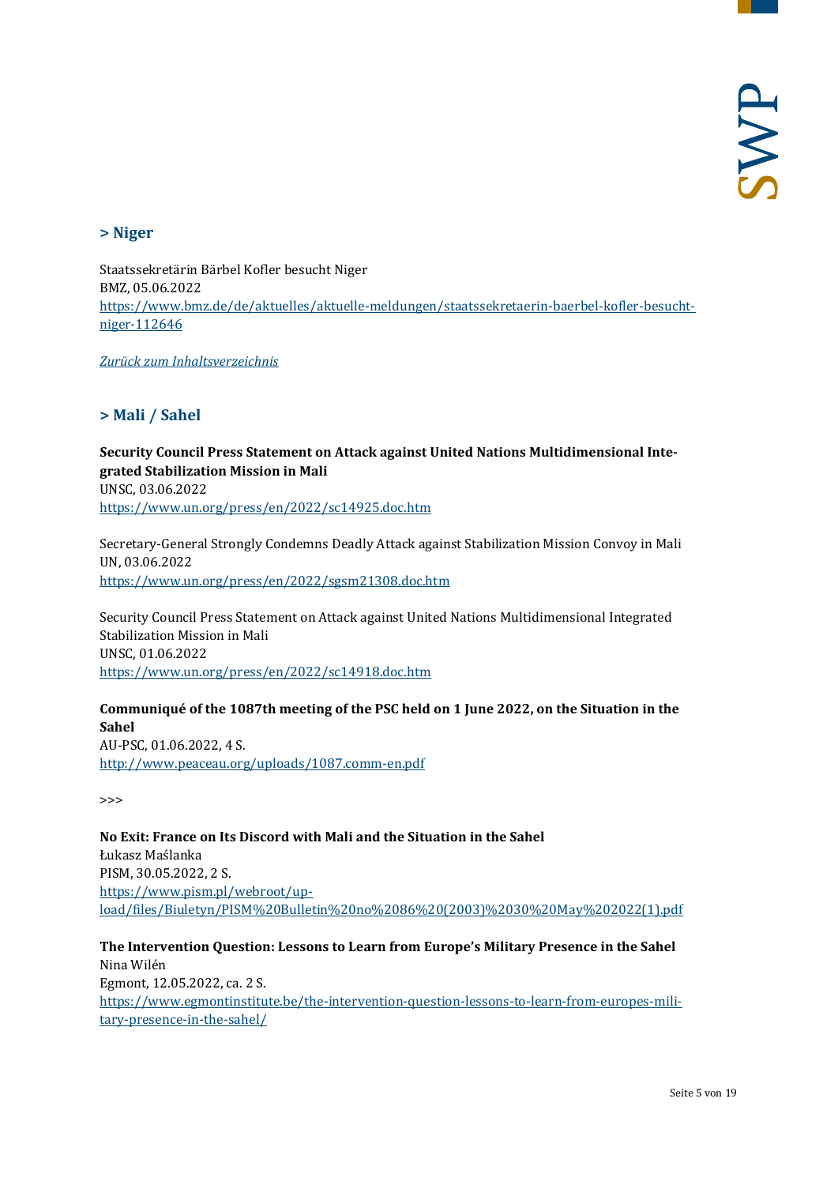## > Niger

Staatssekretärin Bärbel Kofler besucht Niger
BMZ, 05.06.2022
https://www.bmz.de/de/aktuelles/aktuelle-meldungen/staatssekretaerin-baerbel-kofler-besucht-niger-112646

*Zurück zum Inhaltsverzeichnis*

## > Mali / Sahel

**Security Council Press Statement on Attack against United Nations Multidimensional Integrated Stabilization Mission in Mali**
UNSC, 03.06.2022
https://www.un.org/press/en/2022/sc14925.doc.htm

Secretary-General Strongly Condemns Deadly Attack against Stabilization Mission Convoy in Mali
UN, 03.06.2022
https://www.un.org/press/en/2022/sgsm21308.doc.htm

Security Council Press Statement on Attack against United Nations Multidimensional Integrated Stabilization Mission in Mali
UNSC, 01.06.2022
https://www.un.org/press/en/2022/sc14918.doc.htm

**Communiqué of the 1087th meeting of the PSC held on 1 June 2022, on the Situation in the Sahel**
AU-PSC, 01.06.2022, 4 S.
http://www.peaceau.org/uploads/1087.comm-en.pdf

>>>

**No Exit: France on Its Discord with Mali and the Situation in the Sahel**
Łukasz Maślanka
PISM, 30.05.2022, 2 S.
https://www.pism.pl/webroot/upload/files/Biuletyn/PISM%20Bulletin%20no%2086%20(2003)%2030%20May%202022(1).pdf

**The Intervention Question: Lessons to Learn from Europe's Military Presence in the Sahel**
Nina Wilén
Egmont, 12.05.2022, ca. 2 S.
https://www.egmontinstitute.be/the-intervention-question-lessons-to-learn-from-europes-military-presence-in-the-sahel/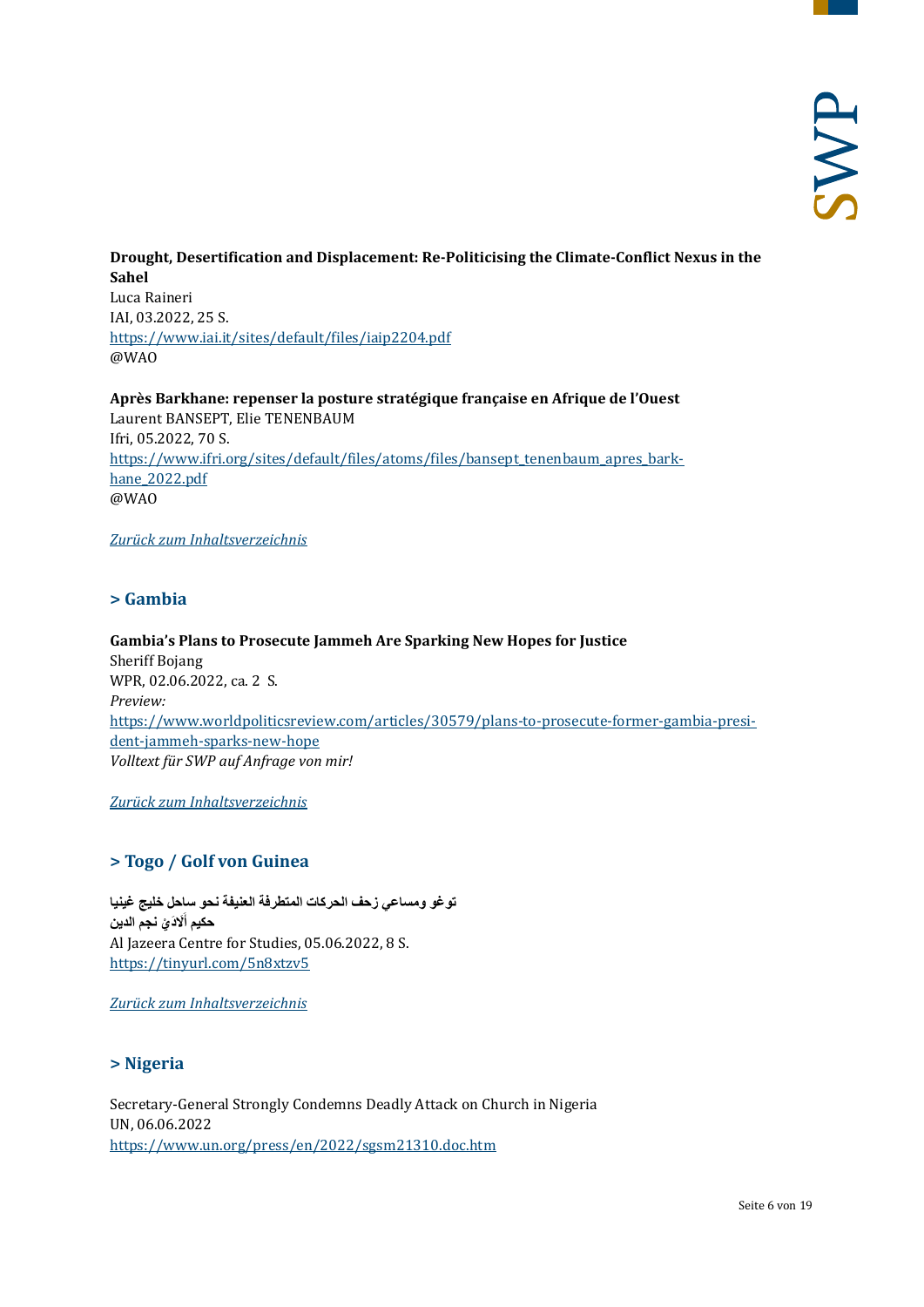**Drought, Desertification and Displacement: Re-Politicising the Climate-Conflict Nexus in the Sahel**
Luca Raineri
IAI, 03.2022, 25 S.
https://www.iai.it/sites/default/files/iaip2204.pdf
@WAO

**Après Barkhane: repenser la posture stratégique française en Afrique de l'Ouest**
Laurent BANSEPT, Elie TENENBAUM
Ifri, 05.2022, 70 S.
https://www.ifri.org/sites/default/files/atoms/files/bansept_tenenbaum_apres_barkhane_2022.pdf
@WAO

*Zurück zum Inhaltsverzeichnis*

## > Gambia

**Gambia's Plans to Prosecute Jammeh Are Sparking New Hopes for Justice**
Sheriff Bojang
WPR, 02.06.2022, ca. 2 S.
*Preview:*
https://www.worldpoliticsreview.com/articles/30579/plans-to-prosecute-former-gambia-president-jammeh-sparks-new-hope
*Volltext für SWP auf Anfrage von mir!*

*Zurück zum Inhaltsverzeichnis*

## > Togo / Golf von Guinea

**توغو ومساعي زحف الحركات المتطرفة العنيفة نحو ساحل خليج غينيا**
**حكيم ألادَيْ نجم الدين**
Al Jazeera Centre for Studies, 05.06.2022, 8 S.
https://tinyurl.com/5n8xtzv5

*Zurück zum Inhaltsverzeichnis*

## > Nigeria

Secretary-General Strongly Condemns Deadly Attack on Church in Nigeria
UN, 06.06.2022
https://www.un.org/press/en/2022/sgsm21310.doc.htm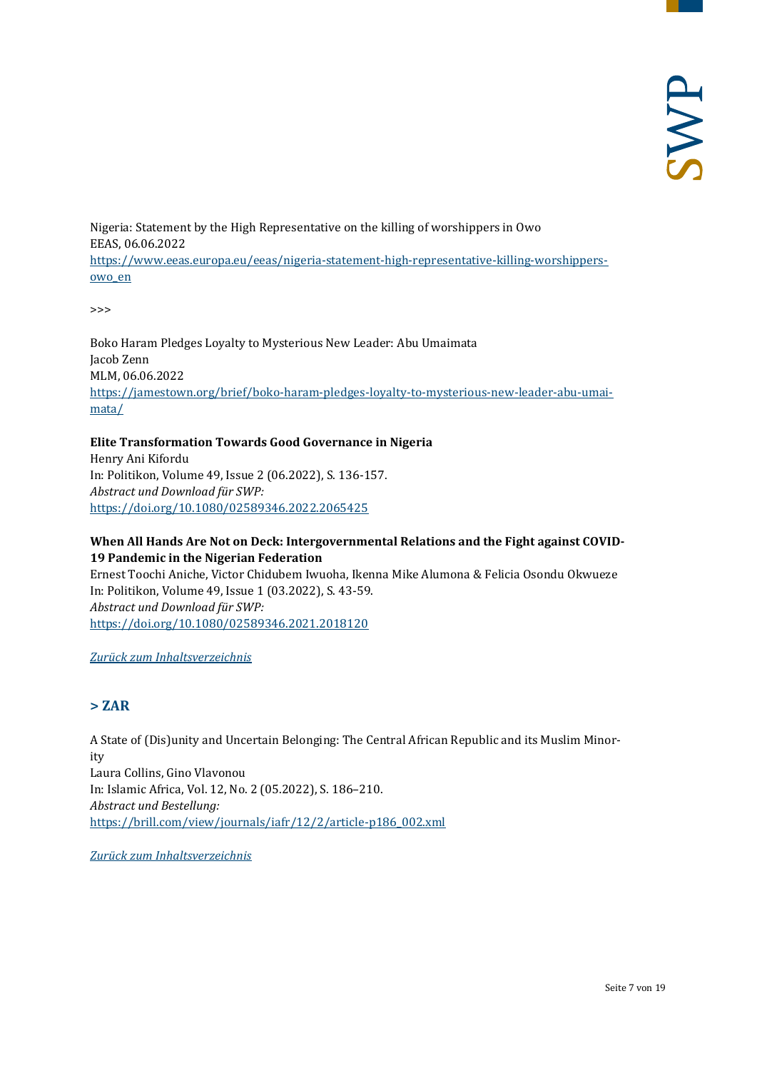Nigeria: Statement by the High Representative on the killing of worshippers in Owo
EEAS, 06.06.2022
[https://www.eeas.europa.eu/eeas/nigeria-statement-high-representative-killing-worshippers-owo_en](https://www.eeas.europa.eu/eeas/nigeria-statement-high-representative-killing-worshippers-owo_en)

>>>

Boko Haram Pledges Loyalty to Mysterious New Leader: Abu Umaimata
Jacob Zenn
MLM, 06.06.2022
[https://jamestown.org/brief/boko-haram-pledges-loyalty-to-mysterious-new-leader-abu-umaimata/](https://jamestown.org/brief/boko-haram-pledges-loyalty-to-mysterious-new-leader-abu-umaimata/)

**Elite Transformation Towards Good Governance in Nigeria**
Henry Ani Kifordu
In: Politikon, Volume 49, Issue 2 (06.2022), S. 136-157.
*Abstract und Download für SWP:*
[https://doi.org/10.1080/02589346.2022.2065425](https://doi.org/10.1080/02589346.2022.2065425)

**When All Hands Are Not on Deck: Intergovernmental Relations and the Fight against COVID-19 Pandemic in the Nigerian Federation**
Ernest Toochi Aniche, Victor Chidubem Iwuoha, Ikenna Mike Alumona & Felicia Osondu Okwueze
In: Politikon, Volume 49, Issue 1 (03.2022), S. 43-59.
*Abstract und Download für SWP:*
[https://doi.org/10.1080/02589346.2021.2018120](https://doi.org/10.1080/02589346.2021.2018120)

*Zurück zum Inhaltsverzeichnis*

## > ZAR

A State of (Dis)unity and Uncertain Belonging: The Central African Republic and its Muslim Minority
Laura Collins, Gino Vlavonou
In: Islamic Africa, Vol. 12, No. 2 (05.2022), S. 186–210.
*Abstract und Bestellung:*
[https://brill.com/view/journals/iafr/12/2/article-p186_002.xml](https://brill.com/view/journals/iafr/12/2/article-p186_002.xml)

*Zurück zum Inhaltsverzeichnis*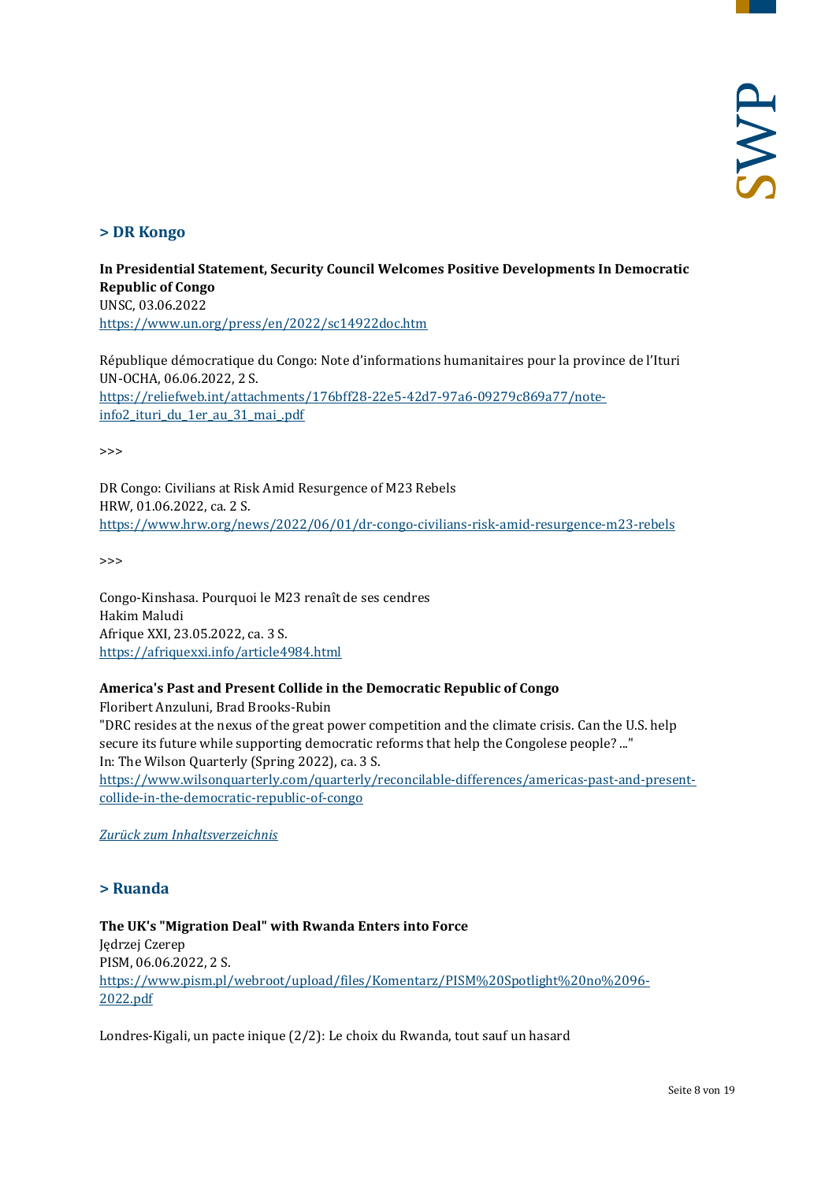## > DR Kongo

**In Presidential Statement, Security Council Welcomes Positive Developments In Democratic Republic of Congo**
UNSC, 03.06.2022
https://www.un.org/press/en/2022/sc14922doc.htm

République démocratique du Congo: Note d'informations humanitaires pour la province de l'Ituri
UN-OCHA, 06.06.2022, 2 S.
https://reliefweb.int/attachments/176bff28-22e5-42d7-97a6-09279c869a77/note-info2_ituri_du_1er_au_31_mai_.pdf

>>>

DR Congo: Civilians at Risk Amid Resurgence of M23 Rebels
HRW, 01.06.2022, ca. 2 S.
https://www.hrw.org/news/2022/06/01/dr-congo-civilians-risk-amid-resurgence-m23-rebels

>>>

Congo-Kinshasa. Pourquoi le M23 renaît de ses cendres
Hakim Maludi
Afrique XXI, 23.05.2022, ca. 3 S.
https://afriquexxi.info/article4984.html

**America's Past and Present Collide in the Democratic Republic of Congo**
Floribert Anzuluni, Brad Brooks-Rubin
"DRC resides at the nexus of the great power competition and the climate crisis. Can the U.S. help secure its future while supporting democratic reforms that help the Congolese people? ..."
In: The Wilson Quarterly (Spring 2022), ca. 3 S.
https://www.wilsonquarterly.com/quarterly/reconcilable-differences/americas-past-and-present-collide-in-the-democratic-republic-of-congo

*Zurück zum Inhaltsverzeichnis*

## > Ruanda

**The UK's "Migration Deal" with Rwanda Enters into Force**
Jędrzej Czerep
PISM, 06.06.2022, 2 S.
https://www.pism.pl/webroot/upload/files/Komentarz/PISM%20Spotlight%20no%2096-2022.pdf

Londres-Kigali, un pacte inique (2/2): Le choix du Rwanda, tout sauf un hasard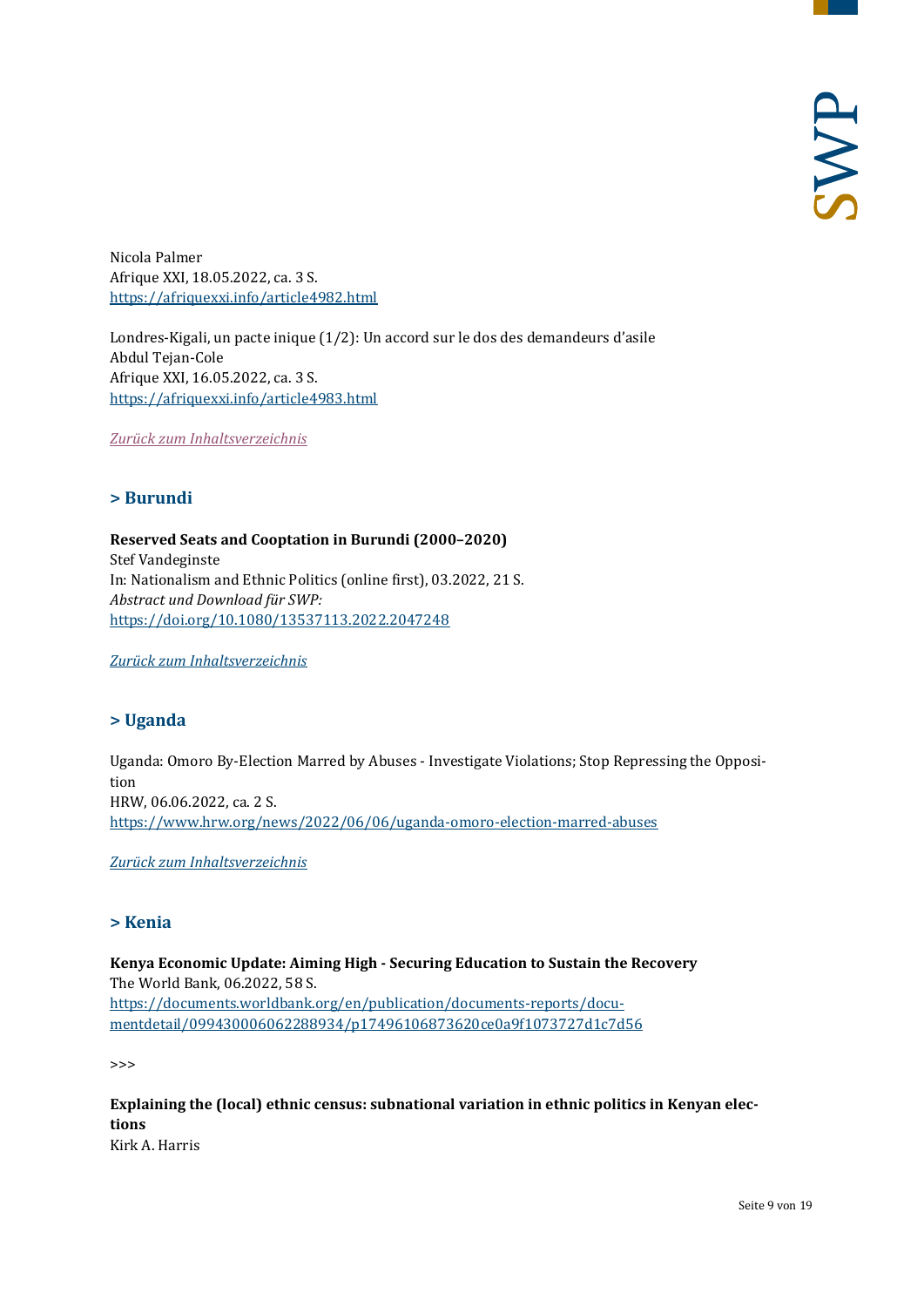Nicola Palmer
Afrique XXI, 18.05.2022, ca. 3 S.
https://afriquexxi.info/article4982.html

Londres-Kigali, un pacte inique (1/2): Un accord sur le dos des demandeurs d'asile
Abdul Tejan-Cole
Afrique XXI, 16.05.2022, ca. 3 S.
https://afriquexxi.info/article4983.html

*Zurück zum Inhaltsverzeichnis*

## > Burundi

**Reserved Seats and Cooptation in Burundi (2000–2020)**
Stef Vandeginste
In: Nationalism and Ethnic Politics (online first), 03.2022, 21 S.
*Abstract und Download für SWP:*
https://doi.org/10.1080/13537113.2022.2047248

*Zurück zum Inhaltsverzeichnis*

## > Uganda

Uganda: Omoro By-Election Marred by Abuses - Investigate Violations; Stop Repressing the Opposition
HRW, 06.06.2022, ca. 2 S.
https://www.hrw.org/news/2022/06/06/uganda-omoro-election-marred-abuses

*Zurück zum Inhaltsverzeichnis*

## > Kenia

**Kenya Economic Update: Aiming High - Securing Education to Sustain the Recovery**
The World Bank, 06.2022, 58 S.
https://documents.worldbank.org/en/publication/documents-reports/documentdetail/099430006062288934/p17496106873620ce0a9f1073727d1c7d56

>>>

**Explaining the (local) ethnic census: subnational variation in ethnic politics in Kenyan elections**
Kirk A. Harris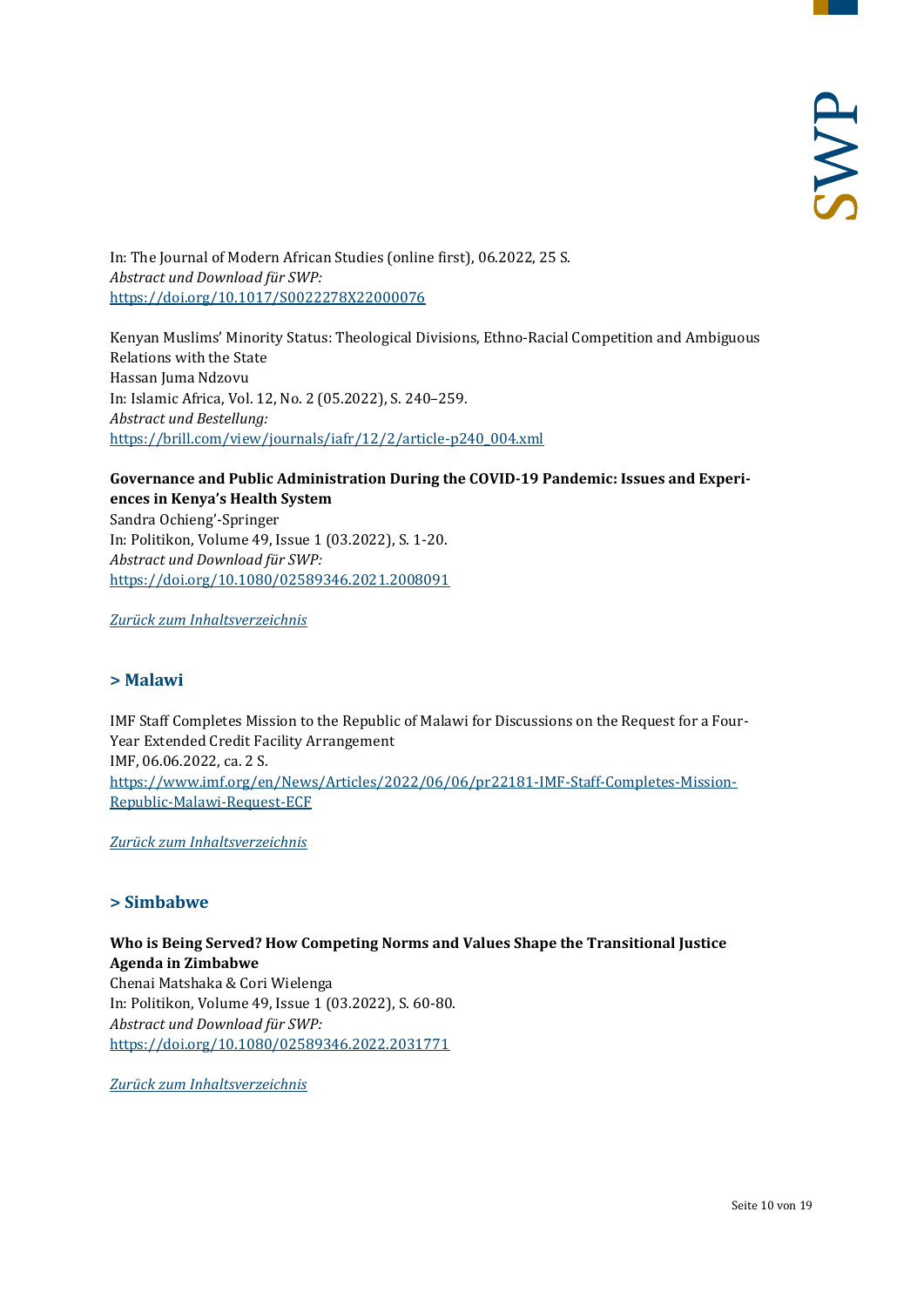In: The Journal of Modern African Studies (online first), 06.2022, 25 S.
*Abstract und Download für SWP:*
[https://doi.org/10.1017/S0022278X22000076](https://doi.org/10.1017/S0022278X22000076)

Kenyan Muslims' Minority Status: Theological Divisions, Ethno-Racial Competition and Ambiguous Relations with the State
Hassan Juma Ndzovu
In: Islamic Africa, Vol. 12, No. 2 (05.2022), S. 240–259.
*Abstract und Bestellung:*
[https://brill.com/view/journals/iafr/12/2/article-p240_004.xml](https://brill.com/view/journals/iafr/12/2/article-p240_004.xml)

**Governance and Public Administration During the COVID-19 Pandemic: Issues and Experiences in Kenya's Health System**
Sandra Ochieng'-Springer
In: Politikon, Volume 49, Issue 1 (03.2022), S. 1-20.
*Abstract und Download für SWP:*
[https://doi.org/10.1080/02589346.2021.2008091](https://doi.org/10.1080/02589346.2021.2008091)

*Zurück zum Inhaltsverzeichnis*

## > Malawi

IMF Staff Completes Mission to the Republic of Malawi for Discussions on the Request for a Four-Year Extended Credit Facility Arrangement
IMF, 06.06.2022, ca. 2 S.
[https://www.imf.org/en/News/Articles/2022/06/06/pr22181-IMF-Staff-Completes-Mission-Republic-Malawi-Request-ECF](https://www.imf.org/en/News/Articles/2022/06/06/pr22181-IMF-Staff-Completes-Mission-Republic-Malawi-Request-ECF)

*Zurück zum Inhaltsverzeichnis*

## > Simbabwe

**Who is Being Served? How Competing Norms and Values Shape the Transitional Justice Agenda in Zimbabwe**
Chenai Matshaka & Cori Wielenga
In: Politikon, Volume 49, Issue 1 (03.2022), S. 60-80.
*Abstract und Download für SWP:*
[https://doi.org/10.1080/02589346.2022.2031771](https://doi.org/10.1080/02589346.2022.2031771)

*Zurück zum Inhaltsverzeichnis*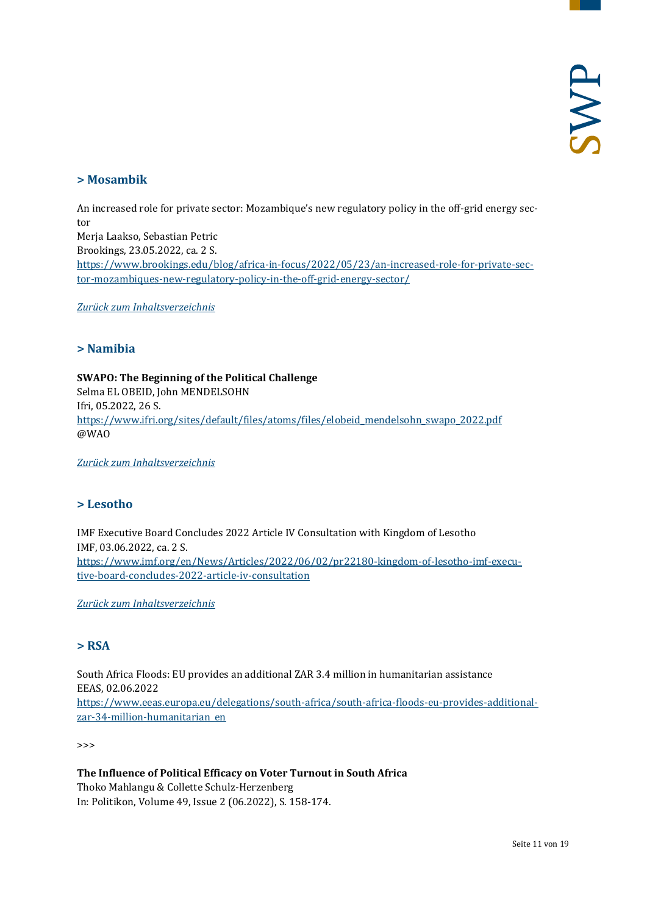## > Mosambik

An increased role for private sector: Mozambique's new regulatory policy in the off-grid energy sector
Merja Laakso, Sebastian Petric
Brookings, 23.05.2022, ca. 2 S.
https://www.brookings.edu/blog/africa-in-focus/2022/05/23/an-increased-role-for-private-sector-mozambiques-new-regulatory-policy-in-the-off-grid-energy-sector/

*Zurück zum Inhaltsverzeichnis*

## > Namibia

**SWAPO: The Beginning of the Political Challenge**
Selma EL OBEID, John MENDELSOHN
Ifri, 05.2022, 26 S.
https://www.ifri.org/sites/default/files/atoms/files/elobeid_mendelsohn_swapo_2022.pdf
@WAO

*Zurück zum Inhaltsverzeichnis*

## > Lesotho

IMF Executive Board Concludes 2022 Article IV Consultation with Kingdom of Lesotho
IMF, 03.06.2022, ca. 2 S.
https://www.imf.org/en/News/Articles/2022/06/02/pr22180-kingdom-of-lesotho-imf-executive-board-concludes-2022-article-iv-consultation

*Zurück zum Inhaltsverzeichnis*

## > RSA

South Africa Floods: EU provides an additional ZAR 3.4 million in humanitarian assistance
EEAS, 02.06.2022
https://www.eeas.europa.eu/delegations/south-africa/south-africa-floods-eu-provides-additional-zar-34-million-humanitarian_en

>>>

**The Influence of Political Efficacy on Voter Turnout in South Africa**
Thoko Mahlangu & Collette Schulz-Herzenberg
In: Politikon, Volume 49, Issue 2 (06.2022), S. 158-174.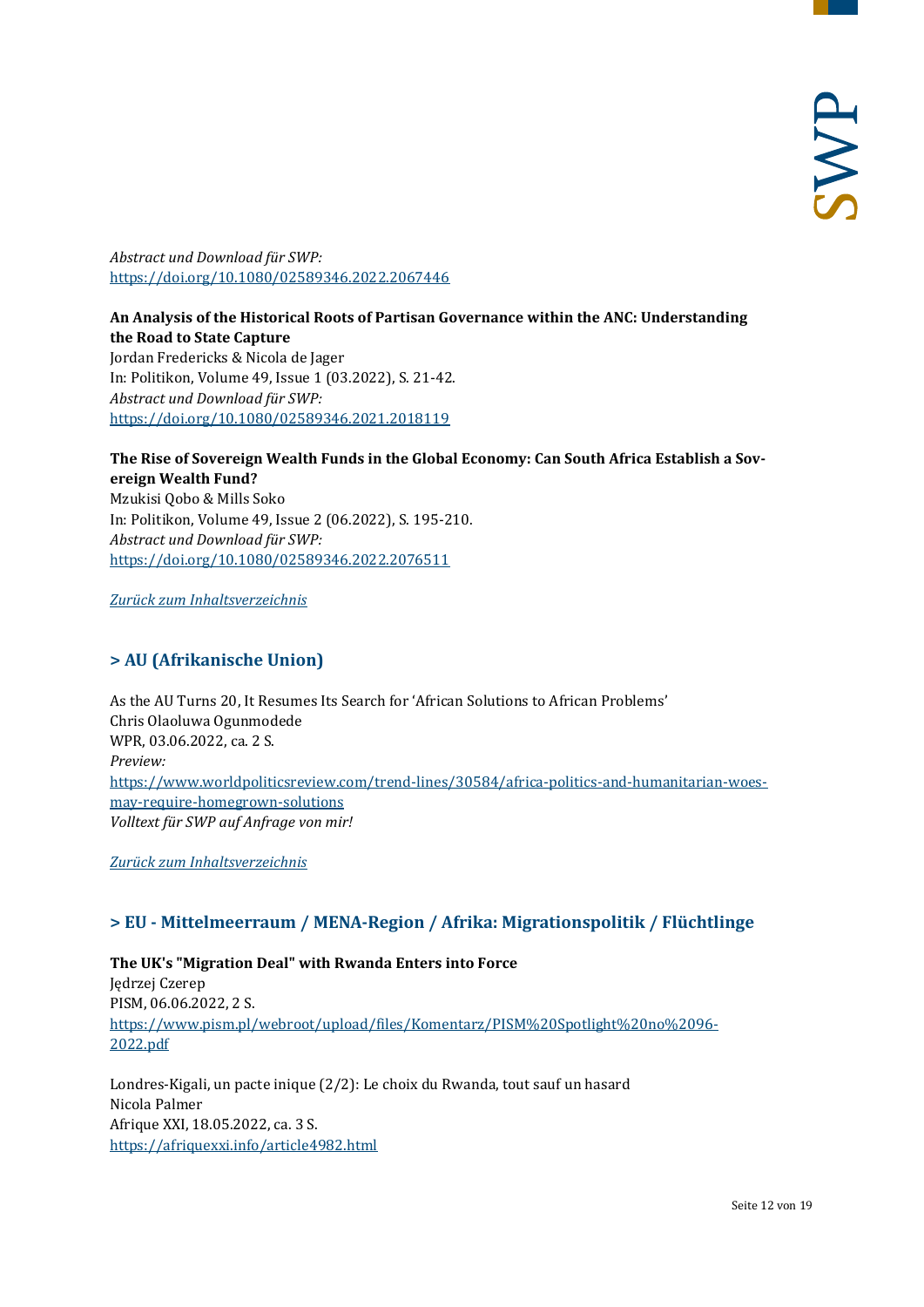*Abstract und Download für SWP:*
https://doi.org/10.1080/02589346.2022.2067446

**An Analysis of the Historical Roots of Partisan Governance within the ANC: Understanding the Road to State Capture**
Jordan Fredericks & Nicola de Jager
In: Politikon, Volume 49, Issue 1 (03.2022), S. 21-42.
*Abstract und Download für SWP:*
https://doi.org/10.1080/02589346.2021.2018119

**The Rise of Sovereign Wealth Funds in the Global Economy: Can South Africa Establish a Sovereign Wealth Fund?**
Mzukisi Qobo & Mills Soko
In: Politikon, Volume 49, Issue 2 (06.2022), S. 195-210.
*Abstract und Download für SWP:*
https://doi.org/10.1080/02589346.2022.2076511

*Zurück zum Inhaltsverzeichnis*

## > AU (Afrikanische Union)

As the AU Turns 20, It Resumes Its Search for 'African Solutions to African Problems'
Chris Olaoluwa Ogunmodede
WPR, 03.06.2022, ca. 2 S.
*Preview:*
https://www.worldpoliticsreview.com/trend-lines/30584/africa-politics-and-humanitarian-woes-may-require-homegrown-solutions
*Volltext für SWP auf Anfrage von mir!*

*Zurück zum Inhaltsverzeichnis*

## > EU - Mittelmeerraum / MENA-Region / Afrika: Migrationspolitik / Flüchtlinge

**The UK's "Migration Deal" with Rwanda Enters into Force**
Jędrzej Czerep
PISM, 06.06.2022, 2 S.
https://www.pism.pl/webroot/upload/files/Komentarz/PISM%20Spotlight%20no%2096-2022.pdf

Londres-Kigali, un pacte inique (2/2): Le choix du Rwanda, tout sauf un hasard
Nicola Palmer
Afrique XXI, 18.05.2022, ca. 3 S.
https://afriquexxi.info/article4982.html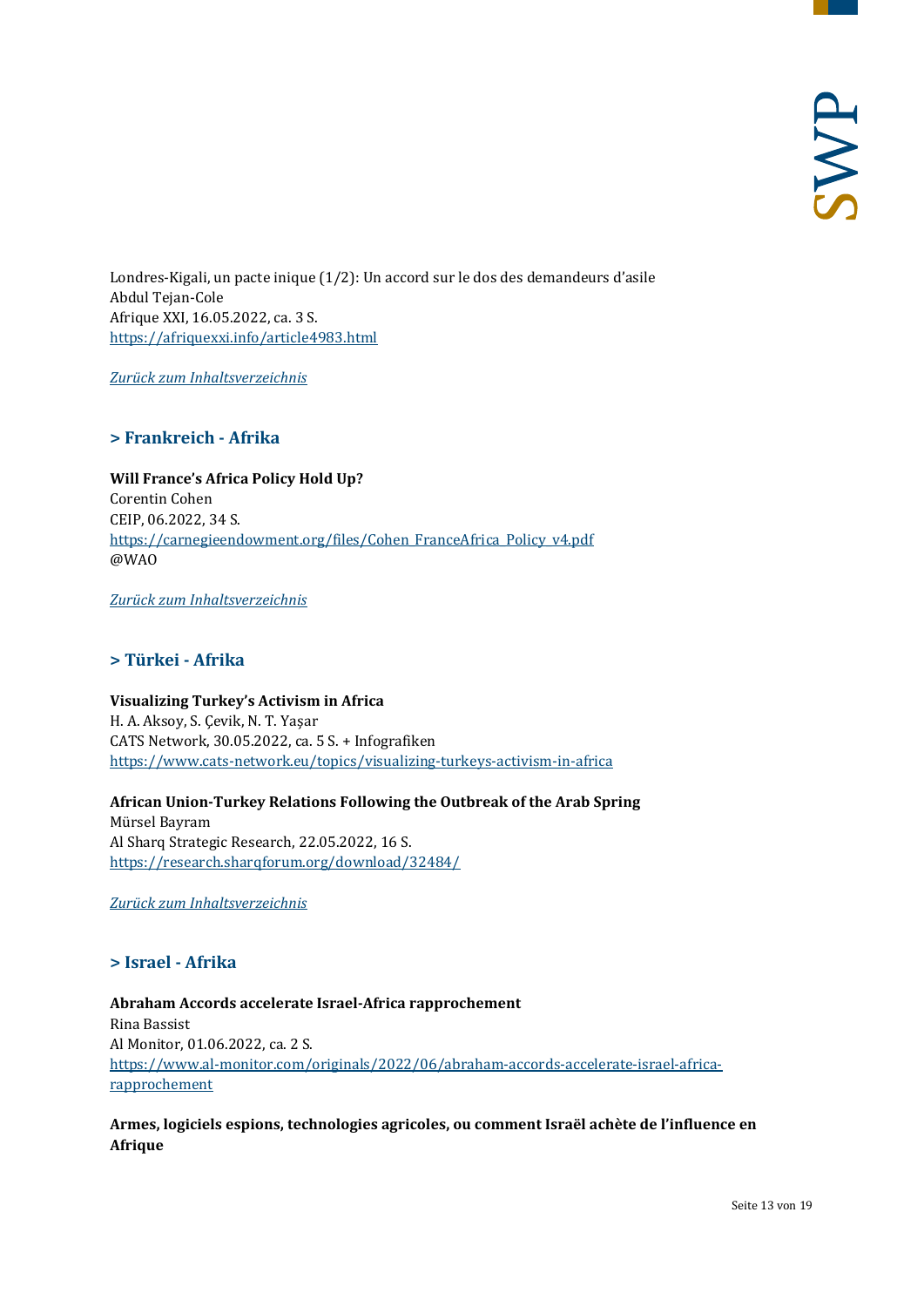Londres-Kigali, un pacte inique (1/2): Un accord sur le dos des demandeurs d'asile
Abdul Tejan-Cole
Afrique XXI, 16.05.2022, ca. 3 S.
https://afriquexxi.info/article4983.html

*Zurück zum Inhaltsverzeichnis*

## > Frankreich - Afrika

**Will France's Africa Policy Hold Up?**
Corentin Cohen
CEIP, 06.2022, 34 S.
https://carnegieendowment.org/files/Cohen_FranceAfrica_Policy_v4.pdf
@WAO

*Zurück zum Inhaltsverzeichnis*

## > Türkei - Afrika

**Visualizing Turkey's Activism in Africa**
H. A. Aksoy, S. Çevik, N. T. Yaşar
CATS Network, 30.05.2022, ca. 5 S. + Infografiken
https://www.cats-network.eu/topics/visualizing-turkeys-activism-in-africa

**African Union-Turkey Relations Following the Outbreak of the Arab Spring**
Mürsel Bayram
Al Sharq Strategic Research, 22.05.2022, 16 S.
https://research.sharqforum.org/download/32484/

*Zurück zum Inhaltsverzeichnis*

## > Israel - Afrika

**Abraham Accords accelerate Israel-Africa rapprochement**
Rina Bassist
Al Monitor, 01.06.2022, ca. 2 S.
https://www.al-monitor.com/originals/2022/06/abraham-accords-accelerate-israel-africa-rapprochement

**Armes, logiciels espions, technologies agricoles, ou comment Israël achète de l'influence en Afrique**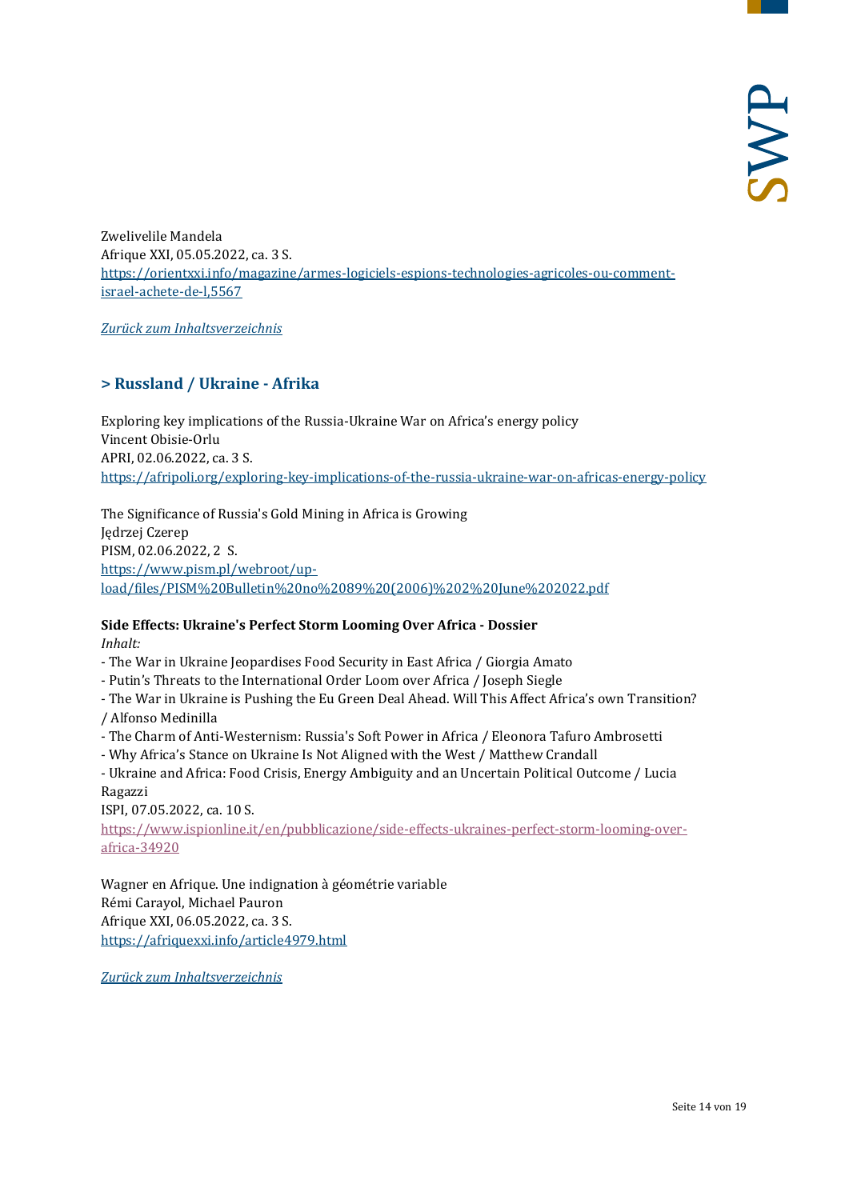Zwelivelile Mandela
Afrique XXI, 05.05.2022, ca. 3 S.
[https://orientxxi.info/magazine/armes-logiciels-espions-technologies-agricoles-ou-comment-israel-achete-de-l,5567](https://orientxxi.info/magazine/armes-logiciels-espions-technologies-agricoles-ou-comment-israel-achete-de-l,5567)

*[Zurück zum Inhaltsverzeichnis]()*

## > Russland / Ukraine - Afrika

Exploring key implications of the Russia-Ukraine War on Africa's energy policy
Vincent Obisie-Orlu
APRI, 02.06.2022, ca. 3 S.
[https://afripoli.org/exploring-key-implications-of-the-russia-ukraine-war-on-africas-energy-policy](https://afripoli.org/exploring-key-implications-of-the-russia-ukraine-war-on-africas-energy-policy)

The Significance of Russia's Gold Mining in Africa is Growing
Jędrzej Czerep
PISM, 02.06.2022, 2 S.
[https://www.pism.pl/webroot/upload/files/PISM%20Bulletin%20no%2089%20(2006)%202%20June%202022.pdf](https://www.pism.pl/webroot/upload/files/PISM%20Bulletin%20no%2089%20(2006)%202%20June%202022.pdf)

**Side Effects: Ukraine's Perfect Storm Looming Over Africa - Dossier**
*Inhalt:*
- The War in Ukraine Jeopardises Food Security in East Africa / Giorgia Amato
- Putin's Threats to the International Order Loom over Africa / Joseph Siegle
- The War in Ukraine is Pushing the Eu Green Deal Ahead. Will This Affect Africa's own Transition? / Alfonso Medinilla
- The Charm of Anti-Westernism: Russia's Soft Power in Africa / Eleonora Tafuro Ambrosetti
- Why Africa's Stance on Ukraine Is Not Aligned with the West / Matthew Crandall
- Ukraine and Africa: Food Crisis, Energy Ambiguity and an Uncertain Political Outcome / Lucia Ragazzi

ISPI, 07.05.2022, ca. 10 S.
[https://www.ispionline.it/en/pubblicazione/side-effects-ukraines-perfect-storm-looming-over-africa-34920](https://www.ispionline.it/en/pubblicazione/side-effects-ukraines-perfect-storm-looming-over-africa-34920)

Wagner en Afrique. Une indignation à géométrie variable
Rémi Carayol, Michael Pauron
Afrique XXI, 06.05.2022, ca. 3 S.
[https://afriquexxi.info/article4979.html](https://afriquexxi.info/article4979.html)

*[Zurück zum Inhaltsverzeichnis]()*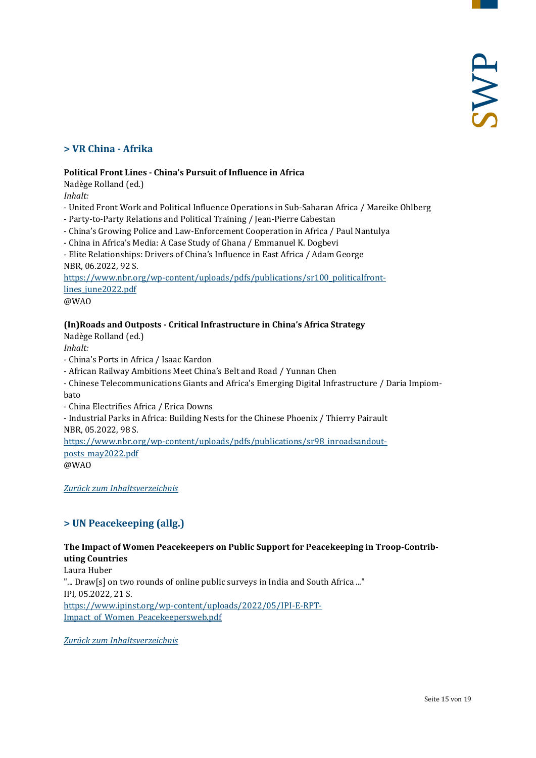## > VR China - Afrika

**Political Front Lines - China's Pursuit of Influence in Africa**
Nadège Rolland (ed.)
*Inhalt:*
- United Front Work and Political Influence Operations in Sub-Saharan Africa / Mareike Ohlberg
- Party-to-Party Relations and Political Training / Jean-Pierre Cabestan
- China's Growing Police and Law-Enforcement Cooperation in Africa / Paul Nantulya
- China in Africa's Media: A Case Study of Ghana / Emmanuel K. Dogbevi
- Elite Relationships: Drivers of China's Influence in East Africa / Adam George

NBR, 06.2022, 92 S.
[https://www.nbr.org/wp-content/uploads/pdfs/publications/sr100_politicalfront-lines_june2022.pdf](https://www.nbr.org/wp-content/uploads/pdfs/publications/sr100_politicalfront-lines_june2022.pdf)
@WAO

**(In)Roads and Outposts - Critical Infrastructure in China's Africa Strategy**
Nadège Rolland (ed.)
*Inhalt:*
- China's Ports in Africa / Isaac Kardon
- African Railway Ambitions Meet China's Belt and Road / Yunnan Chen
- Chinese Telecommunications Giants and Africa's Emerging Digital Infrastructure / Daria Impiombato
- China Electrifies Africa / Erica Downs
- Industrial Parks in Africa: Building Nests for the Chinese Phoenix / Thierry Pairault

NBR, 05.2022, 98 S.
[https://www.nbr.org/wp-content/uploads/pdfs/publications/sr98_inroadsandout-posts_may2022.pdf](https://www.nbr.org/wp-content/uploads/pdfs/publications/sr98_inroadsandout-posts_may2022.pdf)
@WAO

*Zurück zum Inhaltsverzeichnis*

## > UN Peacekeeping (allg.)

**The Impact of Women Peacekeepers on Public Support for Peacekeeping in Troop-Contributing Countries**
Laura Huber
"... Draw[s] on two rounds of online public surveys in India and South Africa ..."
IPI, 05.2022, 21 S.
[https://www.ipinst.org/wp-content/uploads/2022/05/IPI-E-RPT-Impact_of_Women_Peacekeepersweb.pdf](https://www.ipinst.org/wp-content/uploads/2022/05/IPI-E-RPT-Impact_of_Women_Peacekeepersweb.pdf)

*Zurück zum Inhaltsverzeichnis*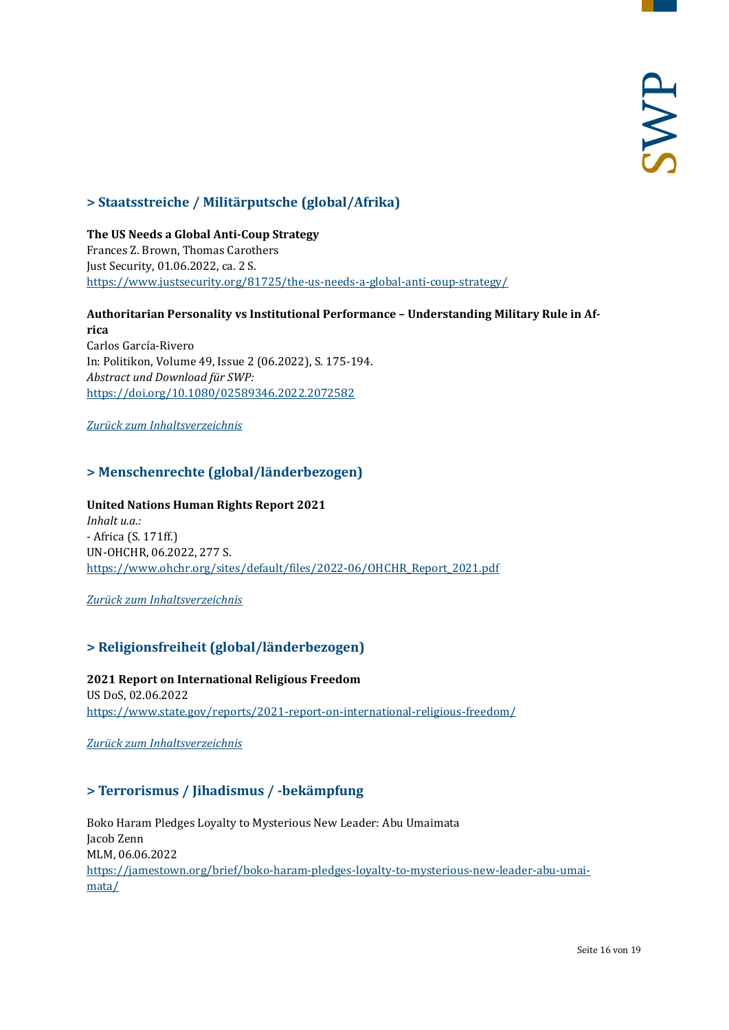## > Staatsstreiche / Militärputsche (global/Afrika)

**The US Needs a Global Anti-Coup Strategy**
Frances Z. Brown, Thomas Carothers
Just Security, 01.06.2022, ca. 2 S.
https://www.justsecurity.org/81725/the-us-needs-a-global-anti-coup-strategy/

**Authoritarian Personality vs Institutional Performance – Understanding Military Rule in Africa**
Carlos García-Rivero
In: Politikon, Volume 49, Issue 2 (06.2022), S. 175-194.
*Abstract und Download für SWP:*
https://doi.org/10.1080/02589346.2022.2072582

*Zurück zum Inhaltsverzeichnis*

## > Menschenrechte (global/länderbezogen)

**United Nations Human Rights Report 2021**
*Inhalt u.a.:*
- Africa (S. 171ff.)

UN-OHCHR, 06.2022, 277 S.
https://www.ohchr.org/sites/default/files/2022-06/OHCHR_Report_2021.pdf

*Zurück zum Inhaltsverzeichnis*

## > Religionsfreiheit (global/länderbezogen)

**2021 Report on International Religious Freedom**
US DoS, 02.06.2022
https://www.state.gov/reports/2021-report-on-international-religious-freedom/

*Zurück zum Inhaltsverzeichnis*

## > Terrorismus / Jihadismus / -bekämpfung

Boko Haram Pledges Loyalty to Mysterious New Leader: Abu Umaimata
Jacob Zenn
MLM, 06.06.2022
https://jamestown.org/brief/boko-haram-pledges-loyalty-to-mysterious-new-leader-abu-umaimata/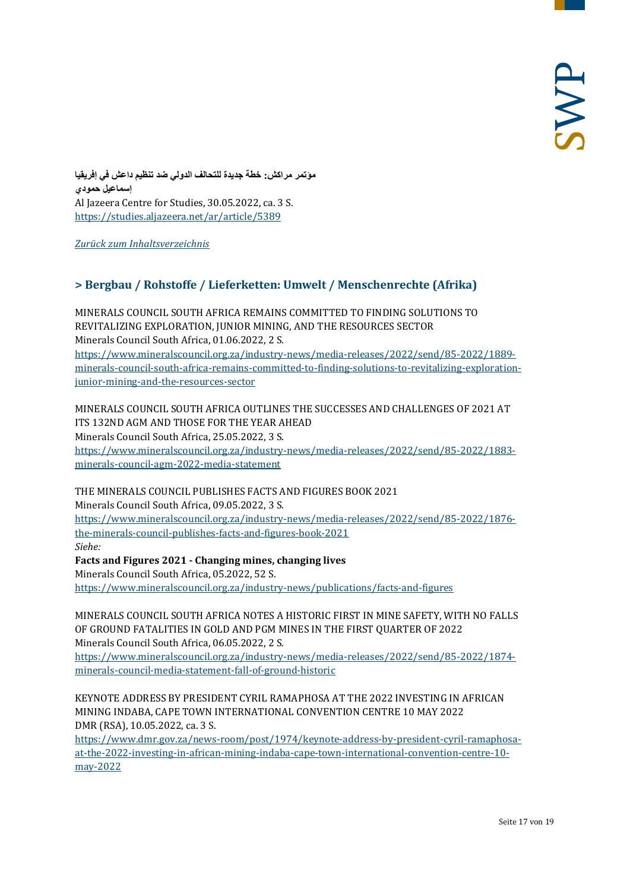**مؤتمر مراكش: خطة جديدة للتحالف الدولي ضد تنظيم داعش في إفريقيا**
**إسماعيل حمودي**
Al Jazeera Centre for Studies, 30.05.2022, ca. 3 S.
https://studies.aljazeera.net/ar/article/5389

*Zurück zum Inhaltsverzeichnis*

## > Bergbau / Rohstoffe / Lieferketten: Umwelt / Menschenrechte (Afrika)

MINERALS COUNCIL SOUTH AFRICA REMAINS COMMITTED TO FINDING SOLUTIONS TO REVITALIZING EXPLORATION, JUNIOR MINING, AND THE RESOURCES SECTOR
Minerals Council South Africa, 01.06.2022, 2 S.
https://www.mineralscouncil.org.za/industry-news/media-releases/2022/send/85-2022/1889-minerals-council-south-africa-remains-committed-to-finding-solutions-to-revitalizing-exploration-junior-mining-and-the-resources-sector

MINERALS COUNCIL SOUTH AFRICA OUTLINES THE SUCCESSES AND CHALLENGES OF 2021 AT ITS 132ND AGM AND THOSE FOR THE YEAR AHEAD
Minerals Council South Africa, 25.05.2022, 3 S.
https://www.mineralscouncil.org.za/industry-news/media-releases/2022/send/85-2022/1883-minerals-council-agm-2022-media-statement

THE MINERALS COUNCIL PUBLISHES FACTS AND FIGURES BOOK 2021
Minerals Council South Africa, 09.05.2022, 3 S.
https://www.mineralscouncil.org.za/industry-news/media-releases/2022/send/85-2022/1876-the-minerals-council-publishes-facts-and-figures-book-2021
*Siehe:*
**Facts and Figures 2021 - Changing mines, changing lives**
Minerals Council South Africa, 05.2022, 52 S.
https://www.mineralscouncil.org.za/industry-news/publications/facts-and-figures

MINERALS COUNCIL SOUTH AFRICA NOTES A HISTORIC FIRST IN MINE SAFETY, WITH NO FALLS OF GROUND FATALITIES IN GOLD AND PGM MINES IN THE FIRST QUARTER OF 2022
Minerals Council South Africa, 06.05.2022, 2 S.
https://www.mineralscouncil.org.za/industry-news/media-releases/2022/send/85-2022/1874-minerals-council-media-statement-fall-of-ground-historic

KEYNOTE ADDRESS BY PRESIDENT CYRIL RAMAPHOSA AT THE 2022 INVESTING IN AFRICAN MINING INDABA, CAPE TOWN INTERNATIONAL CONVENTION CENTRE 10 MAY 2022
DMR (RSA), 10.05.2022, ca. 3 S.
https://www.dmr.gov.za/news-room/post/1974/keynote-address-by-president-cyril-ramaphosa-at-the-2022-investing-in-african-mining-indaba-cape-town-international-convention-centre-10-may-2022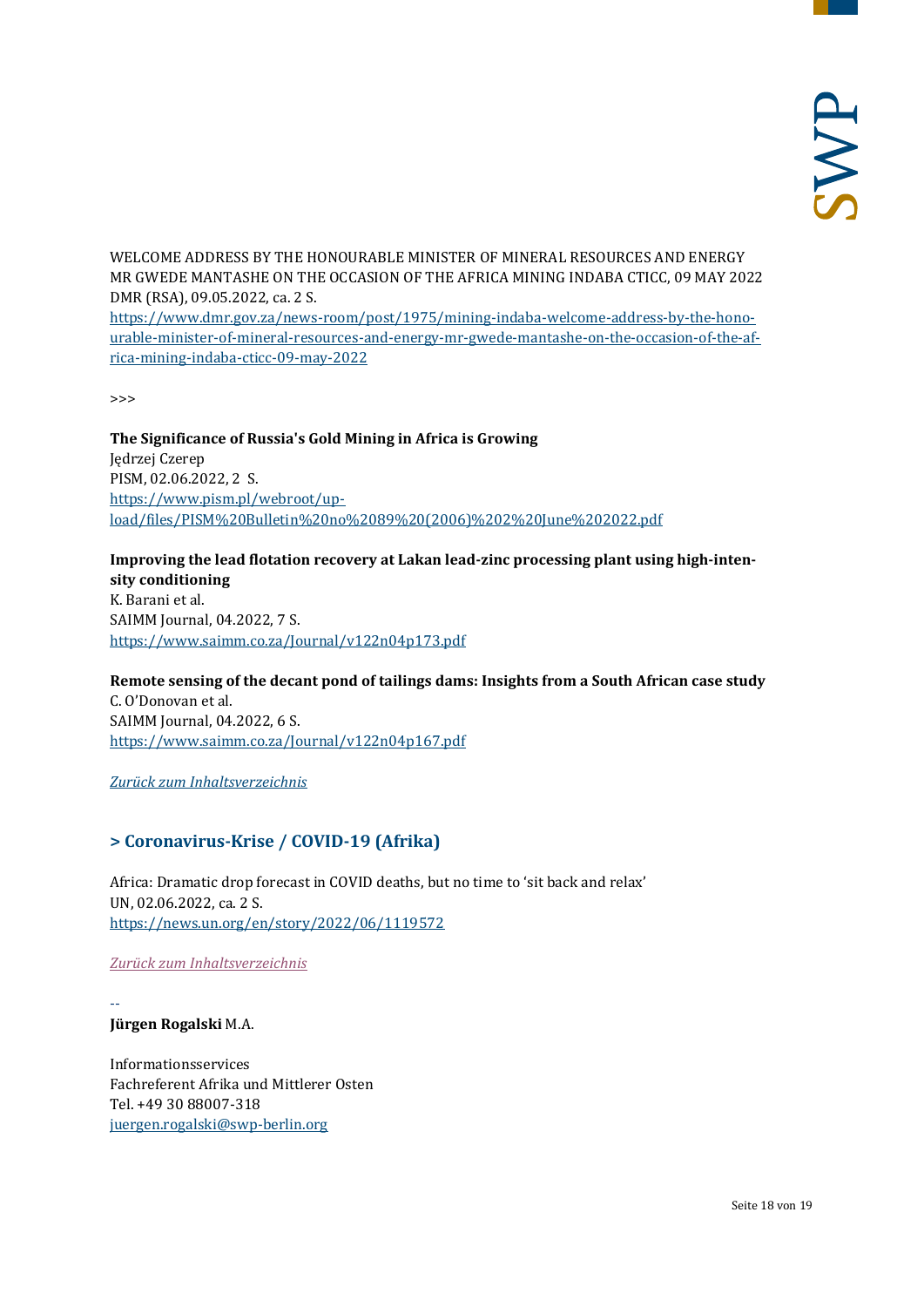WELCOME ADDRESS BY THE HONOURABLE MINISTER OF MINERAL RESOURCES AND ENERGY MR GWEDE MANTASHE ON THE OCCASION OF THE AFRICA MINING INDABA CTICC, 09 MAY 2022
DMR (RSA), 09.05.2022, ca. 2 S.
[https://www.dmr.gov.za/news-room/post/1975/mining-indaba-welcome-address-by-the-honourable-minister-of-mineral-resources-and-energy-mr-gwede-mantashe-on-the-occasion-of-the-africa-mining-indaba-cticc-09-may-2022](https://www.dmr.gov.za/news-room/post/1975/mining-indaba-welcome-address-by-the-honourable-minister-of-mineral-resources-and-energy-mr-gwede-mantashe-on-the-occasion-of-the-africa-mining-indaba-cticc-09-may-2022)

>>>

**The Significance of Russia's Gold Mining in Africa is Growing**
Jędrzej Czerep
PISM, 02.06.2022, 2 S.
[https://www.pism.pl/webroot/upload/files/PISM%20Bulletin%20no%2089%20(2006)%202%20June%202022.pdf](https://www.pism.pl/webroot/upload/files/PISM%20Bulletin%20no%2089%20(2006)%202%20June%202022.pdf)

**Improving the lead flotation recovery at Lakan lead-zinc processing plant using high-intensity conditioning**
K. Barani et al.
SAIMM Journal, 04.2022, 7 S.
[https://www.saimm.co.za/Journal/v122n04p173.pdf](https://www.saimm.co.za/Journal/v122n04p173.pdf)

**Remote sensing of the decant pond of tailings dams: Insights from a South African case study**
C. O'Donovan et al.
SAIMM Journal, 04.2022, 6 S.
[https://www.saimm.co.za/Journal/v122n04p167.pdf](https://www.saimm.co.za/Journal/v122n04p167.pdf)

*Zurück zum Inhaltsverzeichnis*

## > Coronavirus-Krise / COVID-19 (Afrika)

Africa: Dramatic drop forecast in COVID deaths, but no time to 'sit back and relax'
UN, 02.06.2022, ca. 2 S.
[https://news.un.org/en/story/2022/06/1119572](https://news.un.org/en/story/2022/06/1119572)

*Zurück zum Inhaltsverzeichnis*

--
**Jürgen Rogalski** M.A.

Informationsservices
Fachreferent Afrika und Mittlerer Osten
Tel. +49 30 88007-318
[juergen.rogalski@swp-berlin.org](mailto:juergen.rogalski@swp-berlin.org)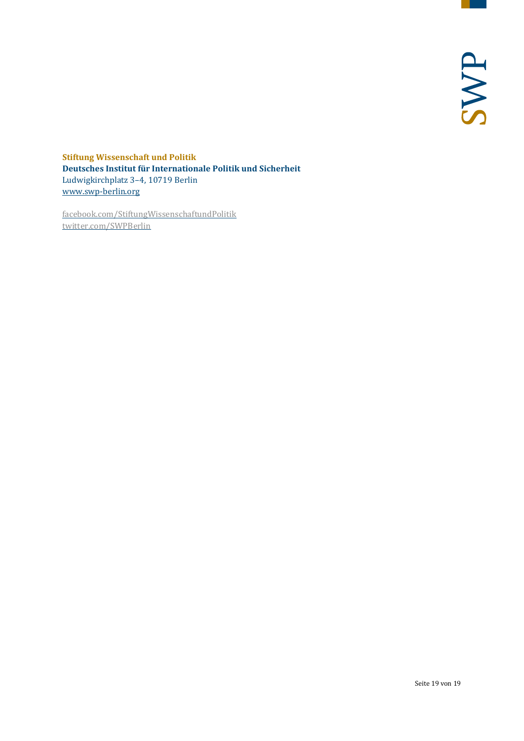**Stiftung Wissenschaft und Politik**
**Deutsches Institut für Internationale Politik und Sicherheit**
Ludwigkirchplatz 3–4, 10719 Berlin
www.swp-berlin.org

facebook.com/StiftungWissenschaftundPolitik
twitter.com/SWPBerlin